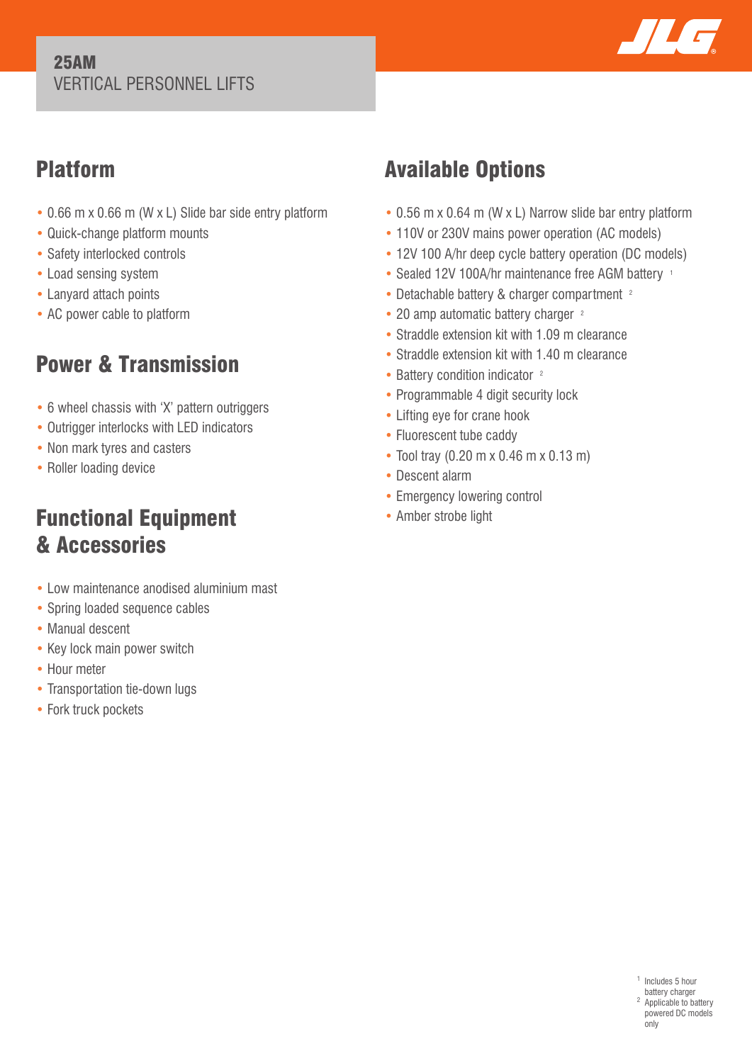**25AM**
VERTICAL PERSONNEL LIFTS

## Platform

- 0.66 m x 0.66 m (W x L) Slide bar side entry platform
- Quick-change platform mounts
- Safety interlocked controls
- Load sensing system
- Lanyard attach points
- AC power cable to platform

## Power & Transmission

- 6 wheel chassis with 'X' pattern outriggers
- Outrigger interlocks with LED indicators
- Non mark tyres and casters
- Roller loading device

## Functional Equipment & Accessories

- Low maintenance anodised aluminium mast
- Spring loaded sequence cables
- Manual descent
- Key lock main power switch
- Hour meter
- Transportation tie-down lugs
- Fork truck pockets

## Available Options

- 0.56 m x 0.64 m (W x L) Narrow slide bar entry platform
- 110V or 230V mains power operation (AC models)
- 12V 100 A/hr deep cycle battery operation (DC models)
- Sealed 12V 100A/hr maintenance free AGM battery [1]
- Detachable battery & charger compartment [2]
- 20 amp automatic battery charger [2]
- Straddle extension kit with 1.09 m clearance
- Straddle extension kit with 1.40 m clearance
- Battery condition indicator [2]
- Programmable 4 digit security lock
- Lifting eye for crane hook
- Fluorescent tube caddy
- Tool tray (0.20 m x 0.46 m x 0.13 m)
- Descent alarm
- Emergency lowering control
- Amber strobe light

[1] Includes 5 hour battery charger
[2] Applicable to battery powered DC models only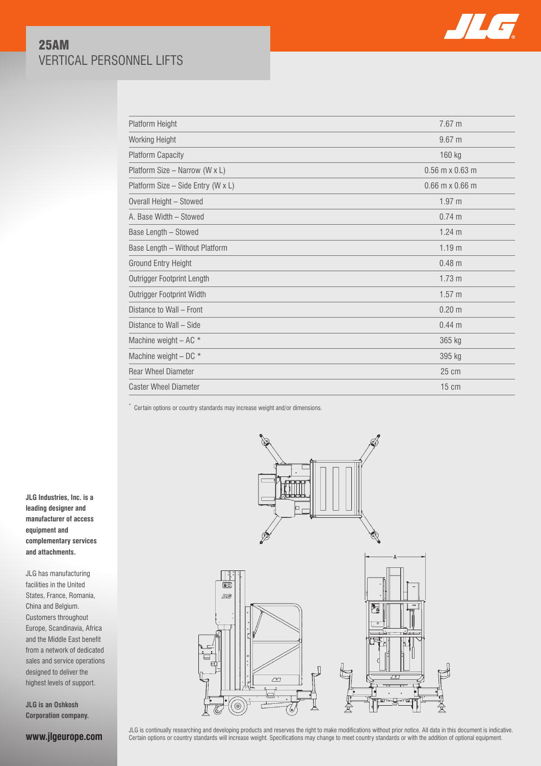# 25AM
## VERTICAL PERSONNEL LIFTS

| | |
|---|---|
| Platform Height | 7.67 m |
| Working Height | 9.67 m |
| Platform Capacity | 160 kg |
| Platform Size – Narrow (W x L) | 0.56 m x 0.63 m |
| Platform Size – Side Entry (W x L) | 0.66 m x 0.66 m |
| Overall Height – Stowed | 1.97 m |
| A. Base Width – Stowed | 0.74 m |
| Base Length – Stowed | 1.24 m |
| Base Length – Without Platform | 1.19 m |
| Ground Entry Height | 0.48 m |
| Outrigger Footprint Length | 1.73 m |
| Outrigger Footprint Width | 1.57 m |
| Distance to Wall – Front | 0.20 m |
| Distance to Wall – Side | 0.44 m |
| Machine weight – AC * | 365 kg |
| Machine weight – DC * | 395 kg |
| Rear Wheel Diameter | 25 cm |
| Caster Wheel Diameter | 15 cm |

* Certain options or country standards may increase weight and/or dimensions.

A

**JLG Industries, Inc. is a leading designer and manufacturer of access equipment and complementary services and attachments.**

JLG has manufacturing facilities in the United States, France, Romania, China and Belgium. Customers throughout Europe, Scandinavia, Africa and the Middle East benefit from a network of dedicated sales and service operations designed to deliver the highest levels of support.

**JLG is an Oshkosh Corporation company.**

**www.jlgeurope.com**

JLG is continually researching and developing products and reserves the right to make modifications without prior notice. All data in this document is indicative. Certain options or country standards will increase weight. Specifications may change to meet country standards or with the addition of optional equipment.